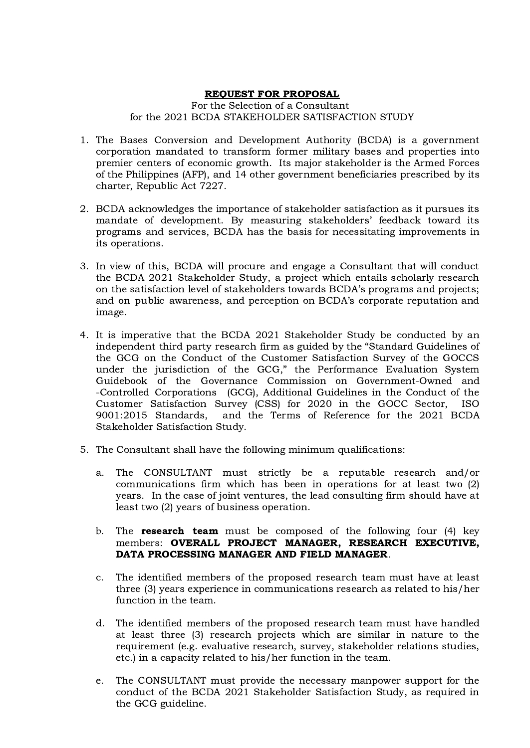**REQUEST FOR PROPOSAL**

For the Selection of a Consultant
for the 2021 BCDA STAKEHOLDER SATISFACTION STUDY

1. The Bases Conversion and Development Authority (BCDA) is a government corporation mandated to transform former military bases and properties into premier centers of economic growth. Its major stakeholder is the Armed Forces of the Philippines (AFP), and 14 other government beneficiaries prescribed by its charter, Republic Act 7227.

2. BCDA acknowledges the importance of stakeholder satisfaction as it pursues its mandate of development. By measuring stakeholders' feedback toward its programs and services, BCDA has the basis for necessitating improvements in its operations.

3. In view of this, BCDA will procure and engage a Consultant that will conduct the BCDA 2021 Stakeholder Study, a project which entails scholarly research on the satisfaction level of stakeholders towards BCDA's programs and projects; and on public awareness, and perception on BCDA's corporate reputation and image.

4. It is imperative that the BCDA 2021 Stakeholder Study be conducted by an independent third party research firm as guided by the "Standard Guidelines of the GCG on the Conduct of the Customer Satisfaction Survey of the GOCCS under the jurisdiction of the GCG," the Performance Evaluation System Guidebook of the Governance Commission on Government-Owned and -Controlled Corporations (GCG), Additional Guidelines in the Conduct of the Customer Satisfaction Survey (CSS) for 2020 in the GOCC Sector, ISO 9001:2015 Standards, and the Terms of Reference for the 2021 BCDA Stakeholder Satisfaction Study.

5. The Consultant shall have the following minimum qualifications:

   a. The CONSULTANT must strictly be a reputable research and/or communications firm which has been in operations for at least two (2) years. In the case of joint ventures, the lead consulting firm should have at least two (2) years of business operation.

   b. The **research team** must be composed of the following four (4) key members: **OVERALL PROJECT MANAGER, RESEARCH EXECUTIVE, DATA PROCESSING MANAGER AND FIELD MANAGER**.

   c. The identified members of the proposed research team must have at least three (3) years experience in communications research as related to his/her function in the team.

   d. The identified members of the proposed research team must have handled at least three (3) research projects which are similar in nature to the requirement (e.g. evaluative research, survey, stakeholder relations studies, etc.) in a capacity related to his/her function in the team.

   e. The CONSULTANT must provide the necessary manpower support for the conduct of the BCDA 2021 Stakeholder Satisfaction Study, as required in the GCG guideline.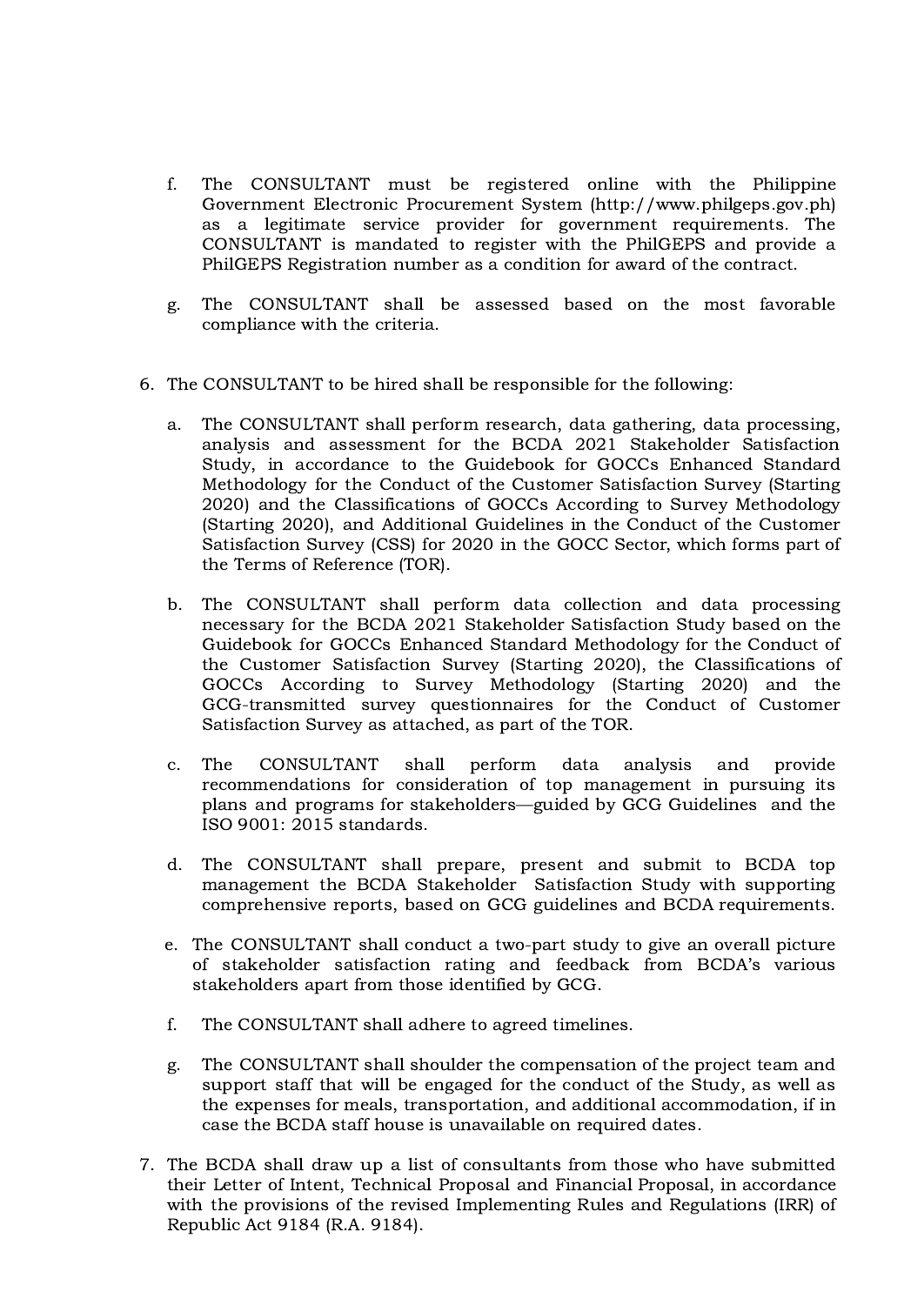f. The CONSULTANT must be registered online with the Philippine Government Electronic Procurement System (http://www.philgeps.gov.ph) as a legitimate service provider for government requirements. The CONSULTANT is mandated to register with the PhilGEPS and provide a PhilGEPS Registration number as a condition for award of the contract.

g. The CONSULTANT shall be assessed based on the most favorable compliance with the criteria.

6. The CONSULTANT to be hired shall be responsible for the following:

   a. The CONSULTANT shall perform research, data gathering, data processing, analysis and assessment for the BCDA 2021 Stakeholder Satisfaction Study, in accordance to the Guidebook for GOCCs Enhanced Standard Methodology for the Conduct of the Customer Satisfaction Survey (Starting 2020) and the Classifications of GOCCs According to Survey Methodology (Starting 2020), and Additional Guidelines in the Conduct of the Customer Satisfaction Survey (CSS) for 2020 in the GOCC Sector, which forms part of the Terms of Reference (TOR).

   b. The CONSULTANT shall perform data collection and data processing necessary for the BCDA 2021 Stakeholder Satisfaction Study based on the Guidebook for GOCCs Enhanced Standard Methodology for the Conduct of the Customer Satisfaction Survey (Starting 2020), the Classifications of GOCCs According to Survey Methodology (Starting 2020) and the GCG-transmitted survey questionnaires for the Conduct of Customer Satisfaction Survey as attached, as part of the TOR.

   c. The CONSULTANT shall perform data analysis and provide recommendations for consideration of top management in pursuing its plans and programs for stakeholders—guided by GCG Guidelines and the ISO 9001: 2015 standards.

   d. The CONSULTANT shall prepare, present and submit to BCDA top management the BCDA Stakeholder Satisfaction Study with supporting comprehensive reports, based on GCG guidelines and BCDA requirements.

   e. The CONSULTANT shall conduct a two-part study to give an overall picture of stakeholder satisfaction rating and feedback from BCDA's various stakeholders apart from those identified by GCG.

   f. The CONSULTANT shall adhere to agreed timelines.

   g. The CONSULTANT shall shoulder the compensation of the project team and support staff that will be engaged for the conduct of the Study, as well as the expenses for meals, transportation, and additional accommodation, if in case the BCDA staff house is unavailable on required dates.

7. The BCDA shall draw up a list of consultants from those who have submitted their Letter of Intent, Technical Proposal and Financial Proposal, in accordance with the provisions of the revised Implementing Rules and Regulations (IRR) of Republic Act 9184 (R.A. 9184).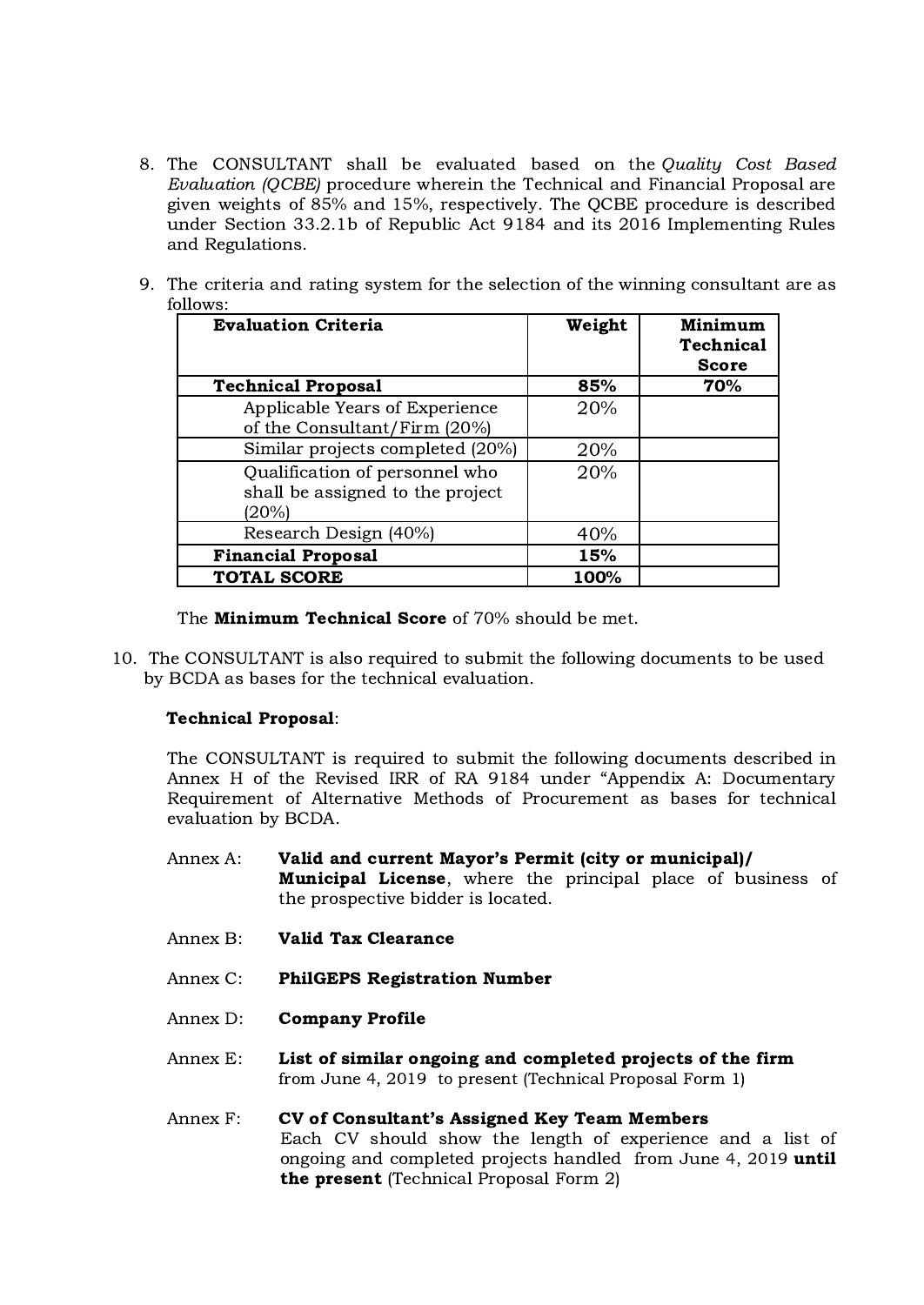8. The CONSULTANT shall be evaluated based on the *Quality Cost Based Evaluation (QCBE)* procedure wherein the Technical and Financial Proposal are given weights of 85% and 15%, respectively. The QCBE procedure is described under Section 33.2.1b of Republic Act 9184 and its 2016 Implementing Rules and Regulations.

9. The criteria and rating system for the selection of the winning consultant are as follows:

| Evaluation Criteria | Weight | Minimum Technical Score |
|---|---|---|
| **Technical Proposal** | **85%** | **70%** |
| Applicable Years of Experience of the Consultant/Firm (20%) | 20% | |
| Similar projects completed (20%) | 20% | |
| Qualification of personnel who shall be assigned to the project (20%) | 20% | |
| Research Design (40%) | 40% | |
| **Financial Proposal** | **15%** | |
| **TOTAL SCORE** | **100%** | |

The **Minimum Technical Score** of 70% should be met.

10. The CONSULTANT is also required to submit the following documents to be used by BCDA as bases for the technical evaluation.

**Technical Proposal**:

The CONSULTANT is required to submit the following documents described in Annex H of the Revised IRR of RA 9184 under "Appendix A: Documentary Requirement of Alternative Methods of Procurement as bases for technical evaluation by BCDA.

Annex A: **Valid and current Mayor's Permit (city or municipal)/ Municipal License**, where the principal place of business of the prospective bidder is located.

Annex B: **Valid Tax Clearance**

Annex C: **PhilGEPS Registration Number**

Annex D: **Company Profile**

Annex E: **List of similar ongoing and completed projects of the firm** from June 4, 2019 to present (Technical Proposal Form 1)

Annex F: **CV of Consultant's Assigned Key Team Members** Each CV should show the length of experience and a list of ongoing and completed projects handled from June 4, 2019 **until the present** (Technical Proposal Form 2)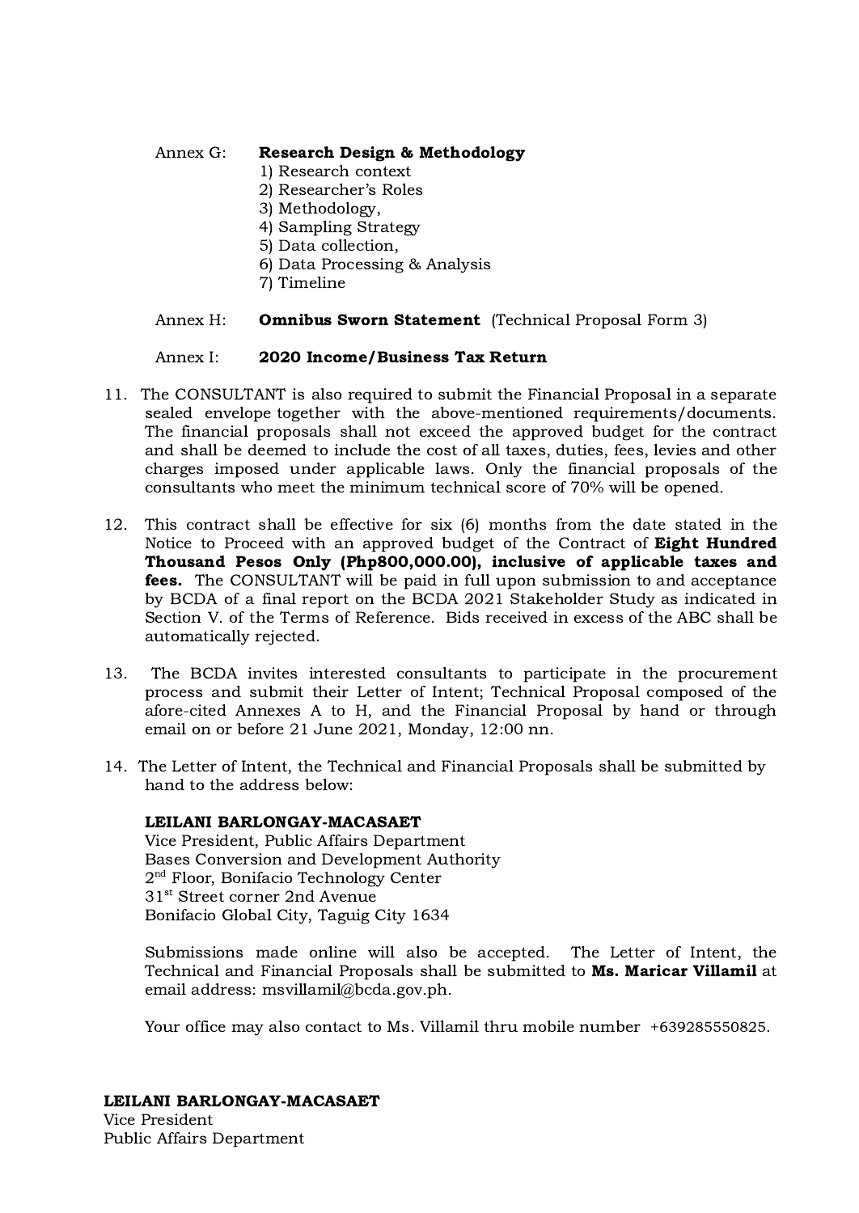Annex G: **Research Design & Methodology**

1) Research context
2) Researcher's Roles
3) Methodology,
4) Sampling Strategy
5) Data collection,
6) Data Processing & Analysis
7) Timeline

Annex H: **Omnibus Sworn Statement** (Technical Proposal Form 3)

Annex I: **2020 Income/Business Tax Return**

11. The CONSULTANT is also required to submit the Financial Proposal in a separate sealed envelope together with the above-mentioned requirements/documents. The financial proposals shall not exceed the approved budget for the contract and shall be deemed to include the cost of all taxes, duties, fees, levies and other charges imposed under applicable laws. Only the financial proposals of the consultants who meet the minimum technical score of 70% will be opened.

12. This contract shall be effective for six (6) months from the date stated in the Notice to Proceed with an approved budget of the Contract of **Eight Hundred Thousand Pesos Only (Php800,000.00), inclusive of applicable taxes and fees.** The CONSULTANT will be paid in full upon submission to and acceptance by BCDA of a final report on the BCDA 2021 Stakeholder Study as indicated in Section V. of the Terms of Reference. Bids received in excess of the ABC shall be automatically rejected.

13. The BCDA invites interested consultants to participate in the procurement process and submit their Letter of Intent; Technical Proposal composed of the afore-cited Annexes A to H, and the Financial Proposal by hand or through email on or before 21 June 2021, Monday, 12:00 nn.

14. The Letter of Intent, the Technical and Financial Proposals shall be submitted by hand to the address below:

    **LEILANI BARLONGAY-MACASAET**
    Vice President, Public Affairs Department
    Bases Conversion and Development Authority
    2nd Floor, Bonifacio Technology Center
    31st Street corner 2nd Avenue
    Bonifacio Global City, Taguig City 1634

    Submissions made online will also be accepted. The Letter of Intent, the Technical and Financial Proposals shall be submitted to **Ms. Maricar Villamil** at email address: msvillamil@bcda.gov.ph.

    Your office may also contact to Ms. Villamil thru mobile number +639285550825.

**LEILANI BARLONGAY-MACASAET**
Vice President
Public Affairs Department